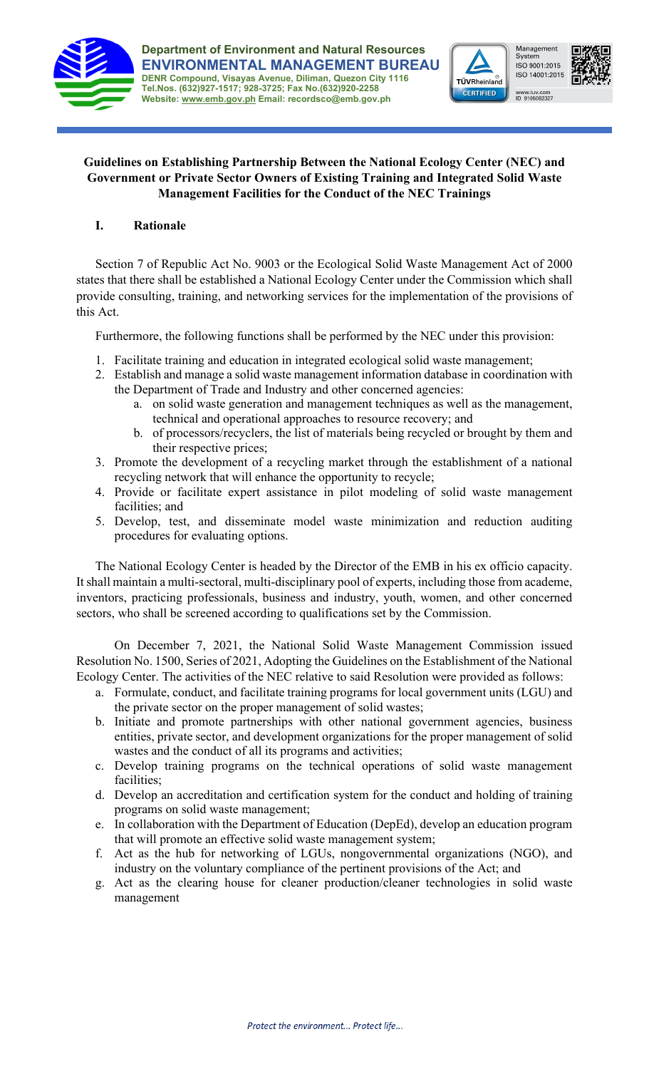Department of Environment and Natural Resources
**ENVIRONMENTAL MANAGEMENT BUREAU**
DENR Compound, Visayas Avenue, Diliman, Quezon City 1116
Tel.Nos. (632)927-1517; 928-3725; Fax No.(632)920-2258
Website: www.emb.gov.ph Email: recordsco@emb.gov.ph

**Guidelines on Establishing Partnership Between the National Ecology Center (NEC) and Government or Private Sector Owners of Existing Training and Integrated Solid Waste Management Facilities for the Conduct of the NEC Trainings**

## I. Rationale

Section 7 of Republic Act No. 9003 or the Ecological Solid Waste Management Act of 2000 states that there shall be established a National Ecology Center under the Commission which shall provide consulting, training, and networking services for the implementation of the provisions of this Act.

Furthermore, the following functions shall be performed by the NEC under this provision:

1. Facilitate training and education in integrated ecological solid waste management;
2. Establish and manage a solid waste management information database in coordination with the Department of Trade and Industry and other concerned agencies:
   a. on solid waste generation and management techniques as well as the management, technical and operational approaches to resource recovery; and
   b. of processors/recyclers, the list of materials being recycled or brought by them and their respective prices;
3. Promote the development of a recycling market through the establishment of a national recycling network that will enhance the opportunity to recycle;
4. Provide or facilitate expert assistance in pilot modeling of solid waste management facilities; and
5. Develop, test, and disseminate model waste minimization and reduction auditing procedures for evaluating options.

The National Ecology Center is headed by the Director of the EMB in his ex officio capacity. It shall maintain a multi-sectoral, multi-disciplinary pool of experts, including those from academe, inventors, practicing professionals, business and industry, youth, women, and other concerned sectors, who shall be screened according to qualifications set by the Commission.

On December 7, 2021, the National Solid Waste Management Commission issued Resolution No. 1500, Series of 2021, Adopting the Guidelines on the Establishment of the National Ecology Center. The activities of the NEC relative to said Resolution were provided as follows:

a. Formulate, conduct, and facilitate training programs for local government units (LGU) and the private sector on the proper management of solid wastes;
b. Initiate and promote partnerships with other national government agencies, business entities, private sector, and development organizations for the proper management of solid wastes and the conduct of all its programs and activities;
c. Develop training programs on the technical operations of solid waste management facilities;
d. Develop an accreditation and certification system for the conduct and holding of training programs on solid waste management;
e. In collaboration with the Department of Education (DepEd), develop an education program that will promote an effective solid waste management system;
f. Act as the hub for networking of LGUs, nongovernmental organizations (NGO), and industry on the voluntary compliance of the pertinent provisions of the Act; and
g. Act as the clearing house for cleaner production/cleaner technologies in solid waste management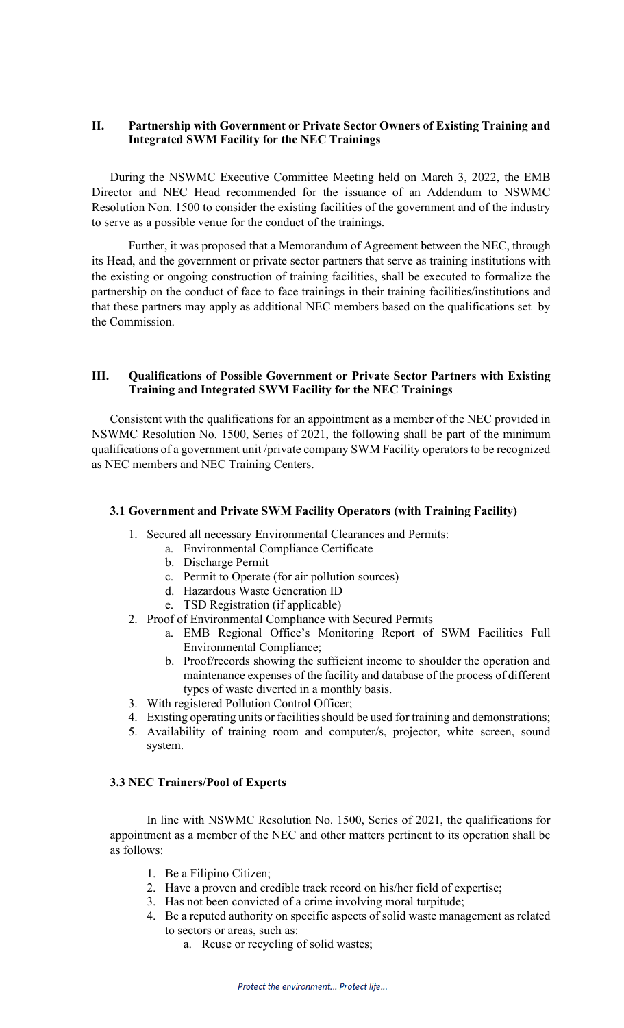## II. Partnership with Government or Private Sector Owners of Existing Training and Integrated SWM Facility for the NEC Trainings

During the NSWMC Executive Committee Meeting held on March 3, 2022, the EMB Director and NEC Head recommended for the issuance of an Addendum to NSWMC Resolution Non. 1500 to consider the existing facilities of the government and of the industry to serve as a possible venue for the conduct of the trainings.

Further, it was proposed that a Memorandum of Agreement between the NEC, through its Head, and the government or private sector partners that serve as training institutions with the existing or ongoing construction of training facilities, shall be executed to formalize the partnership on the conduct of face to face trainings in their training facilities/institutions and that these partners may apply as additional NEC members based on the qualifications set by the Commission.

## III. Qualifications of Possible Government or Private Sector Partners with Existing Training and Integrated SWM Facility for the NEC Trainings

Consistent with the qualifications for an appointment as a member of the NEC provided in NSWMC Resolution No. 1500, Series of 2021, the following shall be part of the minimum qualifications of a government unit /private company SWM Facility operators to be recognized as NEC members and NEC Training Centers.

### 3.1 Government and Private SWM Facility Operators (with Training Facility)

1. Secured all necessary Environmental Clearances and Permits:
   a. Environmental Compliance Certificate
   b. Discharge Permit
   c. Permit to Operate (for air pollution sources)
   d. Hazardous Waste Generation ID
   e. TSD Registration (if applicable)
2. Proof of Environmental Compliance with Secured Permits
   a. EMB Regional Office's Monitoring Report of SWM Facilities Full Environmental Compliance;
   b. Proof/records showing the sufficient income to shoulder the operation and maintenance expenses of the facility and database of the process of different types of waste diverted in a monthly basis.
3. With registered Pollution Control Officer;
4. Existing operating units or facilities should be used for training and demonstrations;
5. Availability of training room and computer/s, projector, white screen, sound system.

### 3.3 NEC Trainers/Pool of Experts

In line with NSWMC Resolution No. 1500, Series of 2021, the qualifications for appointment as a member of the NEC and other matters pertinent to its operation shall be as follows:

1. Be a Filipino Citizen;
2. Have a proven and credible track record on his/her field of expertise;
3. Has not been convicted of a crime involving moral turpitude;
4. Be a reputed authority on specific aspects of solid waste management as related to sectors or areas, such as:
   a. Reuse or recycling of solid wastes;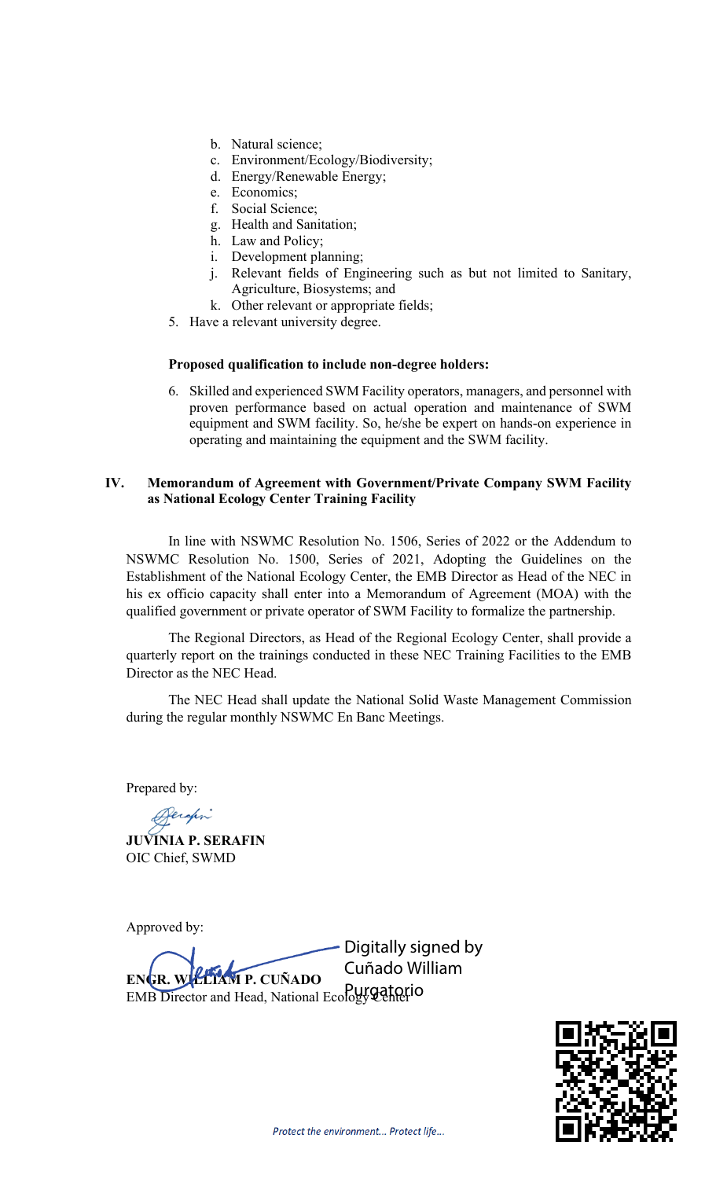b. Natural science;
c. Environment/Ecology/Biodiversity;
d. Energy/Renewable Energy;
e. Economics;
f. Social Science;
g. Health and Sanitation;
h. Law and Policy;
i. Development planning;
j. Relevant fields of Engineering such as but not limited to Sanitary, Agriculture, Biosystems; and
k. Other relevant or appropriate fields;

5. Have a relevant university degree.

**Proposed qualification to include non-degree holders:**

6. Skilled and experienced SWM Facility operators, managers, and personnel with proven performance based on actual operation and maintenance of SWM equipment and SWM facility. So, he/she be expert on hands-on experience in operating and maintaining the equipment and the SWM facility.

## IV. Memorandum of Agreement with Government/Private Company SWM Facility as National Ecology Center Training Facility

In line with NSWMC Resolution No. 1506, Series of 2022 or the Addendum to NSWMC Resolution No. 1500, Series of 2021, Adopting the Guidelines on the Establishment of the National Ecology Center, the EMB Director as Head of the NEC in his ex officio capacity shall enter into a Memorandum of Agreement (MOA) with the qualified government or private operator of SWM Facility to formalize the partnership.

The Regional Directors, as Head of the Regional Ecology Center, shall provide a quarterly report on the trainings conducted in these NEC Training Facilities to the EMB Director as the NEC Head.

The NEC Head shall update the National Solid Waste Management Commission during the regular monthly NSWMC En Banc Meetings.

Prepared by:

**JUVINIA P. SERAFIN**
OIC Chief, SWMD

Approved by:

**ENGR. WILLIAM P. CUÑADO**
EMB Director and Head, National Ecology Center

Digitally signed by Cuñado William Purgatorio

*Protect the environment... Protect life...*